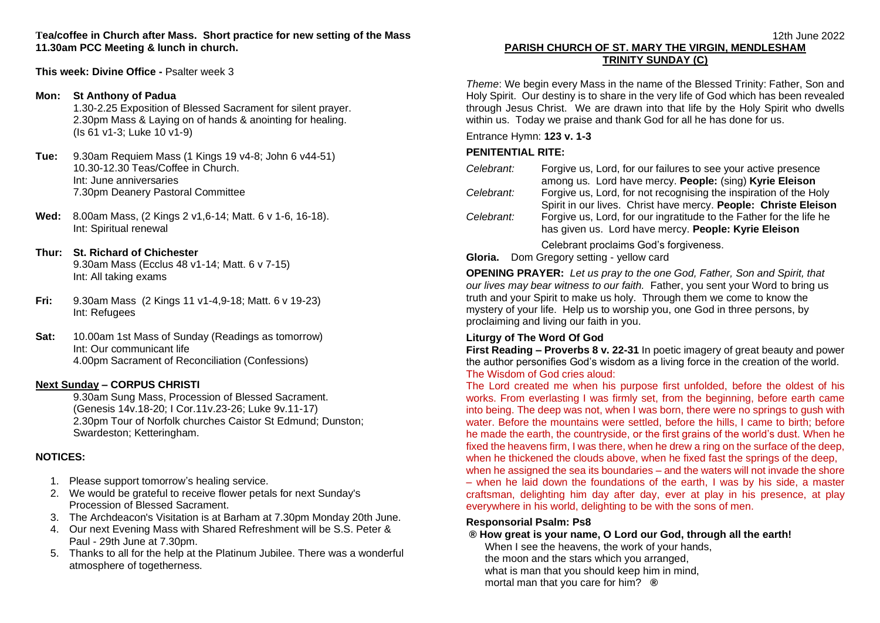**Tea/coffee in Church after Mass. Short practice for new setting of the Mass**
**11.30am PCC Meeting & lunch in church.**

**This week: Divine Office -** Psalter week 3

**Mon: St Anthony of Padua**
1.30-2.25 Exposition of Blessed Sacrament for silent prayer.
2.30pm Mass & Laying on of hands & anointing for healing.
(Is 61 v1-3; Luke 10 v1-9)

**Tue:** 9.30am Requiem Mass (1 Kings 19 v4-8; John 6 v44-51)
10.30-12.30 Teas/Coffee in Church.
Int: June anniversaries
7.30pm Deanery Pastoral Committee

**Wed:** 8.00am Mass, (2 Kings 2 v1,6-14; Matt. 6 v 1-6, 16-18).
Int: Spiritual renewal

**Thur: St. Richard of Chichester**
9.30am Mass (Ecclus 48 v1-14; Matt. 6 v 7-15)
Int: All taking exams

**Fri:** 9.30am Mass (2 Kings 11 v1-4,9-18; Matt. 6 v 19-23)
Int: Refugees

**Sat:** 10.00am 1st Mass of Sunday (Readings as tomorrow)
Int: Our communicant life
4.00pm Sacrament of Reconciliation (Confessions)

**Next Sunday – CORPUS CHRISTI**
9.30am Sung Mass, Procession of Blessed Sacrament.
(Genesis 14v.18-20; I Cor.11v.23-26; Luke 9v.11-17)
2.30pm Tour of Norfolk churches Caistor St Edmund; Dunston; Swardeston; Ketteringham.

**NOTICES:**

1. Please support tomorrow's healing service.
2. We would be grateful to receive flower petals for next Sunday's Procession of Blessed Sacrament.
3. The Archdeacon's Visitation is at Barham at 7.30pm Monday 20th June.
4. Our next Evening Mass with Shared Refreshment will be S.S. Peter & Paul - 29th June at 7.30pm.
5. Thanks to all for the help at the Platinum Jubilee. There was a wonderful atmosphere of togetherness.

12th June 2022

**PARISH CHURCH OF ST. MARY THE VIRGIN, MENDLESHAM**
**TRINITY SUNDAY (C)**

*Theme*: We begin every Mass in the name of the Blessed Trinity: Father, Son and Holy Spirit. Our destiny is to share in the very life of God which has been revealed through Jesus Christ. We are drawn into that life by the Holy Spirit who dwells within us. Today we praise and thank God for all he has done for us.

Entrance Hymn: **123 v. 1-3**

**PENITENTIAL RITE:**

*Celebrant:* Forgive us, Lord, for our failures to see your active presence among us. Lord have mercy. **People:** (sing) **Kyrie Eleison**
*Celebrant:* Forgive us, Lord, for not recognising the inspiration of the Holy Spirit in our lives. Christ have mercy. **People: Christe Eleison**
*Celebrant:* Forgive us, Lord, for our ingratitude to the Father for the life he has given us. Lord have mercy. **People: Kyrie Eleison**

Celebrant proclaims God's forgiveness.

**Gloria.** Dom Gregory setting - yellow card

**OPENING PRAYER:** *Let us pray to the one God, Father, Son and Spirit, that our lives may bear witness to our faith.* Father, you sent your Word to bring us truth and your Spirit to make us holy. Through them we come to know the mystery of your life. Help us to worship you, one God in three persons, by proclaiming and living our faith in you.

**Liturgy of The Word Of God**

**First Reading – Proverbs 8 v. 22-31** In poetic imagery of great beauty and power the author personifies God's wisdom as a living force in the creation of the world.

The Wisdom of God cries aloud:

The Lord created me when his purpose first unfolded, before the oldest of his works. From everlasting I was firmly set, from the beginning, before earth came into being. The deep was not, when I was born, there were no springs to gush with water. Before the mountains were settled, before the hills, I came to birth; before he made the earth, the countryside, or the first grains of the world's dust. When he fixed the heavens firm, I was there, when he drew a ring on the surface of the deep, when he thickened the clouds above, when he fixed fast the springs of the deep, when he assigned the sea its boundaries – and the waters will not invade the shore – when he laid down the foundations of the earth, I was by his side, a master craftsman, delighting him day after day, ever at play in his presence, at play everywhere in his world, delighting to be with the sons of men.

**Responsorial Psalm: Ps8**

**® How great is your name, O Lord our God, through all the earth!**

When I see the heavens, the work of your hands,
the moon and the stars which you arranged,
what is man that you should keep him in mind,
mortal man that you care for him? **®**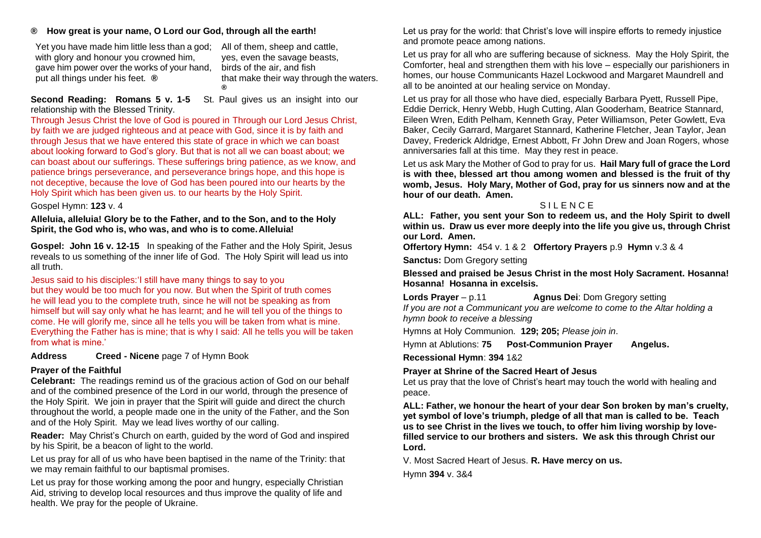**® How great is your name, O Lord our God, through all the earth!**

Yet you have made him little less than a god;
with glory and honour you crowned him,
gave him power over the works of your hand,
put all things under his feet. ®

All of them, sheep and cattle,
yes, even the savage beasts,
birds of the air, and fish
that make their way through the waters.
®

**Second Reading: Romans 5 v. 1-5** St. Paul gives us an insight into our relationship with the Blessed Trinity.

Through Jesus Christ the love of God is poured in Through our Lord Jesus Christ, by faith we are judged righteous and at peace with God, since it is by faith and through Jesus that we have entered this state of grace in which we can boast about looking forward to God's glory. But that is not all we can boast about; we can boast about our sufferings. These sufferings bring patience, as we know, and patience brings perseverance, and perseverance brings hope, and this hope is not deceptive, because the love of God has been poured into our hearts by the Holy Spirit which has been given us. to our hearts by the Holy Spirit.

Gospel Hymn: **123** v. 4

**Alleluia, alleluia! Glory be to the Father, and to the Son, and to the Holy Spirit, the God who is, who was, and who is to come. Alleluia!**

**Gospel: John 16 v. 12-15** In speaking of the Father and the Holy Spirit, Jesus reveals to us something of the inner life of God. The Holy Spirit will lead us into all truth.

Jesus said to his disciples:'I still have many things to say to you but they would be too much for you now. But when the Spirit of truth comes he will lead you to the complete truth, since he will not be speaking as from himself but will say only what he has learnt; and he will tell you of the things to come. He will glorify me, since all he tells you will be taken from what is mine. Everything the Father has is mine; that is why I said: All he tells you will be taken from what is mine.'

**Address** **Creed - Nicene** page 7 of Hymn Book

**Prayer of the Faithful**

**Celebrant:** The readings remind us of the gracious action of God on our behalf and of the combined presence of the Lord in our world, through the presence of the Holy Spirit. We join in prayer that the Spirit will guide and direct the church throughout the world, a people made one in the unity of the Father, and the Son and of the Holy Spirit. May we lead lives worthy of our calling.

**Reader:** May Christ's Church on earth, guided by the word of God and inspired by his Spirit, be a beacon of light to the world.

Let us pray for all of us who have been baptised in the name of the Trinity: that we may remain faithful to our baptismal promises.

Let us pray for those working among the poor and hungry, especially Christian Aid, striving to develop local resources and thus improve the quality of life and health. We pray for the people of Ukraine.

Let us pray for the world: that Christ's love will inspire efforts to remedy injustice and promote peace among nations.

Let us pray for all who are suffering because of sickness. May the Holy Spirit, the Comforter, heal and strengthen them with his love – especially our parishioners in homes, our house Communicants Hazel Lockwood and Margaret Maundrell and all to be anointed at our healing service on Monday.

Let us pray for all those who have died, especially Barbara Pyett, Russell Pipe, Eddie Derrick, Henry Webb, Hugh Cutting, Alan Gooderham, Beatrice Stannard, Eileen Wren, Edith Pelham, Kenneth Gray, Peter Williamson, Peter Gowlett, Eva Baker, Cecily Garrard, Margaret Stannard, Katherine Fletcher, Jean Taylor, Jean Davey, Frederick Aldridge, Ernest Abbott, Fr John Drew and Joan Rogers, whose anniversaries fall at this time. May they rest in peace.

Let us ask Mary the Mother of God to pray for us. **Hail Mary full of grace the Lord is with thee, blessed art thou among women and blessed is the fruit of thy womb, Jesus. Holy Mary, Mother of God, pray for us sinners now and at the hour of our death. Amen.**

S I L E N C E

**ALL: Father, you sent your Son to redeem us, and the Holy Spirit to dwell within us. Draw us ever more deeply into the life you give us, through Christ our Lord. Amen.**

**Offertory Hymn:** 454 v. 1 & 2 **Offertory Prayers** p.9 **Hymn** v.3 & 4

**Sanctus:** Dom Gregory setting

**Blessed and praised be Jesus Christ in the most Holy Sacrament. Hosanna! Hosanna! Hosanna in excelsis.**

**Lords Prayer** – p.11 **Agnus Dei**: Dom Gregory setting

*If you are not a Communicant you are welcome to come to the Altar holding a hymn book to receive a blessing*

Hymns at Holy Communion. **129; 205;** *Please join in*.

Hymn at Ablutions: **75** **Post-Communion Prayer** **Angelus.**

**Recessional Hymn**: **394** 1&2

**Prayer at Shrine of the Sacred Heart of Jesus**

Let us pray that the love of Christ's heart may touch the world with healing and peace.

**ALL: Father, we honour the heart of your dear Son broken by man's cruelty, yet symbol of love's triumph, pledge of all that man is called to be. Teach us to see Christ in the lives we touch, to offer him living worship by love-filled service to our brothers and sisters. We ask this through Christ our Lord.**

V. Most Sacred Heart of Jesus. **R. Have mercy on us.**

Hymn **394** v. 3&4